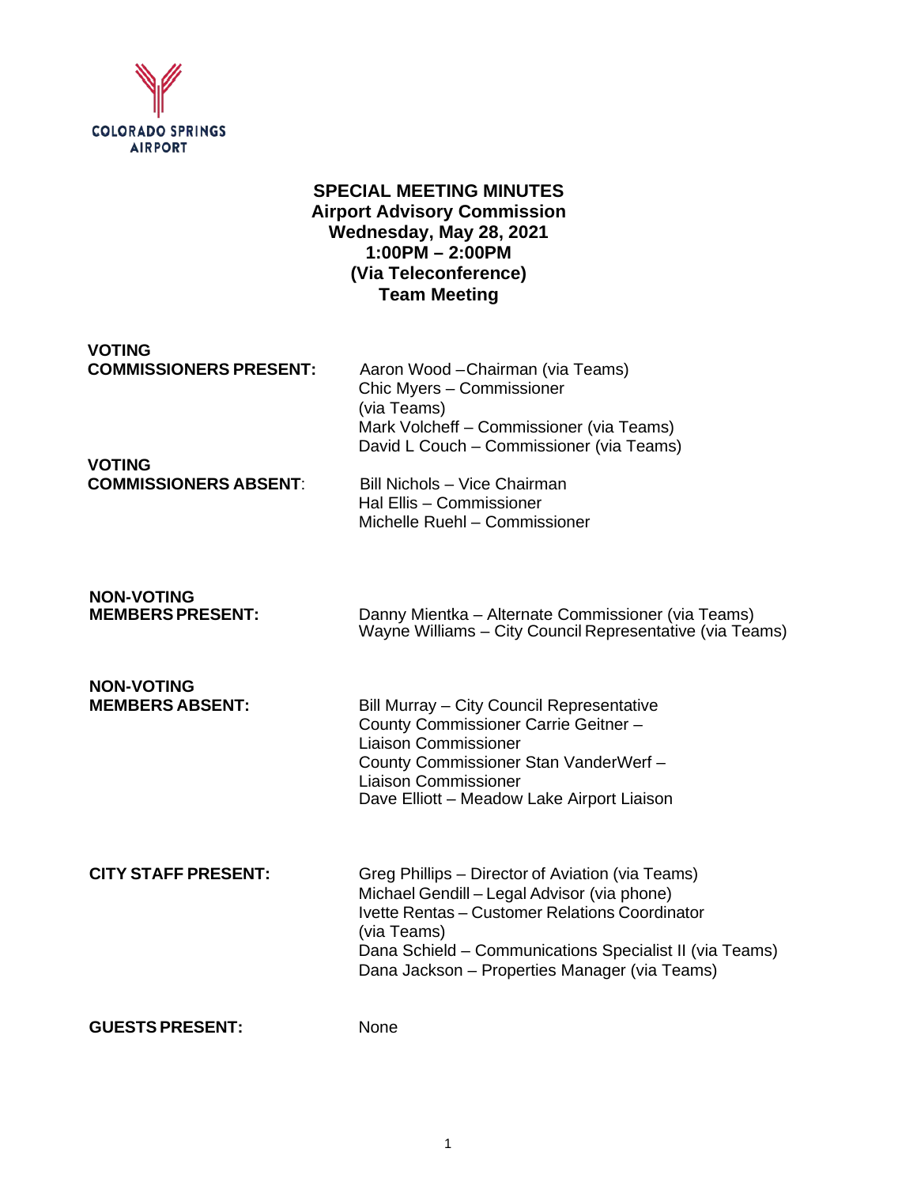COLORADO SPRINGS AIRPORT

# SPECIAL MEETING MINUTES

**Airport Advisory Commission**
**Wednesday, May 28, 2021**
**1:00PM – 2:00PM**
**(Via Teleconference)**
**Team Meeting**

| | |
|---|---|
| **VOTING COMMISSIONERS PRESENT:** | Aaron Wood –Chairman (via Teams)<br>Chic Myers – Commissioner (via Teams)<br>Mark Volcheff – Commissioner (via Teams)<br>David L Couch – Commissioner (via Teams) |
| **VOTING COMMISSIONERS ABSENT**: | Bill Nichols – Vice Chairman<br>Hal Ellis – Commissioner<br>Michelle Ruehl – Commissioner |
| **NON-VOTING MEMBERS PRESENT:** | Danny Mientka – Alternate Commissioner (via Teams)<br>Wayne Williams – City Council Representative (via Teams) |
| **NON-VOTING MEMBERS ABSENT:** | Bill Murray – City Council Representative<br>County Commissioner Carrie Geitner – Liaison Commissioner<br>County Commissioner Stan VanderWerf – Liaison Commissioner<br>Dave Elliott – Meadow Lake Airport Liaison |
| **CITY STAFF PRESENT:** | Greg Phillips – Director of Aviation (via Teams)<br>Michael Gendill – Legal Advisor (via phone)<br>Ivette Rentas – Customer Relations Coordinator (via Teams)<br>Dana Schield – Communications Specialist II (via Teams)<br>Dana Jackson – Properties Manager (via Teams) |
| **GUESTS PRESENT:** | None |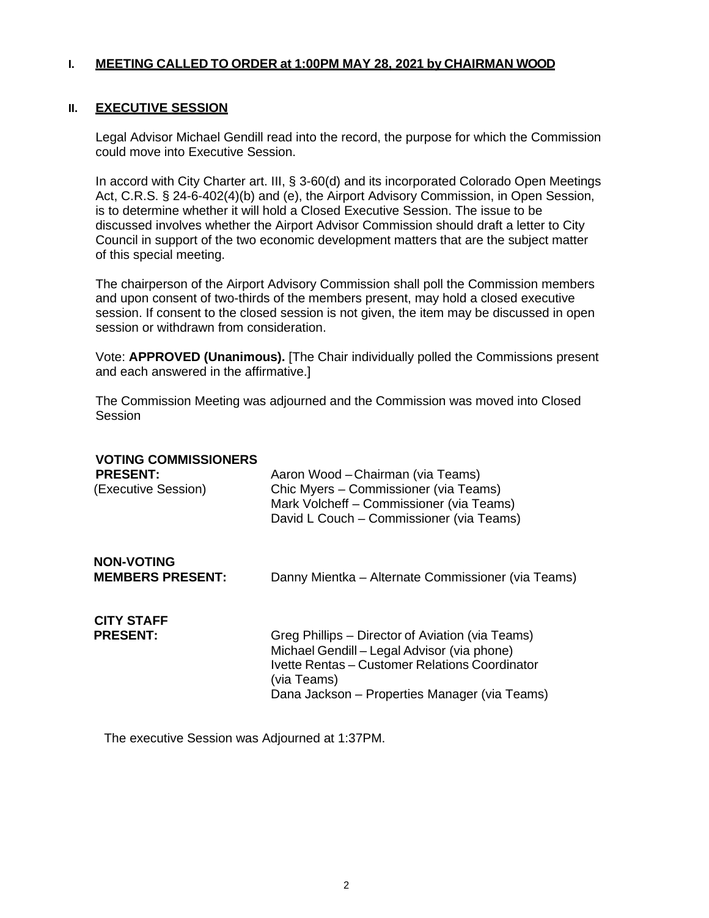## I. MEETING CALLED TO ORDER at 1:00PM MAY 28, 2021 by CHAIRMAN WOOD

## II. EXECUTIVE SESSION

Legal Advisor Michael Gendill read into the record, the purpose for which the Commission could move into Executive Session.

In accord with City Charter art. III, § 3-60(d) and its incorporated Colorado Open Meetings Act, C.R.S. § 24-6-402(4)(b) and (e), the Airport Advisory Commission, in Open Session, is to determine whether it will hold a Closed Executive Session. The issue to be discussed involves whether the Airport Advisor Commission should draft a letter to City Council in support of the two economic development matters that are the subject matter of this special meeting.

The chairperson of the Airport Advisory Commission shall poll the Commission members and upon consent of two-thirds of the members present, may hold a closed executive session. If consent to the closed session is not given, the item may be discussed in open session or withdrawn from consideration.

Vote: **APPROVED (Unanimous).** [The Chair individually polled the Commissions present and each answered in the affirmative.]

The Commission Meeting was adjourned and the Commission was moved into Closed Session

| | |
|---|---|
| **VOTING COMMISSIONERS PRESENT:** (Executive Session) | Aaron Wood – Chairman (via Teams)<br>Chic Myers – Commissioner (via Teams)<br>Mark Volcheff – Commissioner (via Teams)<br>David L Couch – Commissioner (via Teams) |
| **NON-VOTING MEMBERS PRESENT:** | Danny Mientka – Alternate Commissioner (via Teams) |
| **CITY STAFF PRESENT:** | Greg Phillips – Director of Aviation (via Teams)<br>Michael Gendill – Legal Advisor (via phone)<br>Ivette Rentas – Customer Relations Coordinator (via Teams)<br>Dana Jackson – Properties Manager (via Teams) |

The executive Session was Adjourned at 1:37PM.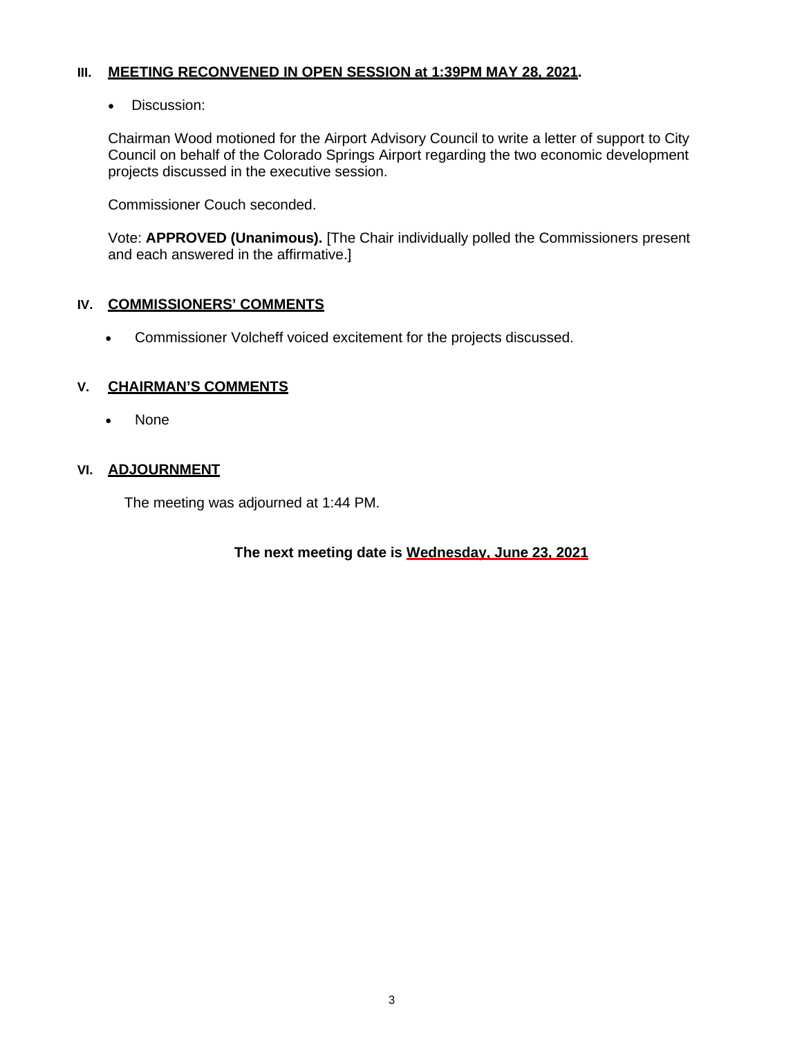## III. MEETING RECONVENED IN OPEN SESSION at 1:39PM MAY 28, 2021.

- Discussion:

Chairman Wood motioned for the Airport Advisory Council to write a letter of support to City Council on behalf of the Colorado Springs Airport regarding the two economic development projects discussed in the executive session.

Commissioner Couch seconded.

Vote: **APPROVED (Unanimous).** [The Chair individually polled the Commissioners present and each answered in the affirmative.]

## IV. COMMISSIONERS' COMMENTS

- Commissioner Volcheff voiced excitement for the projects discussed.

## V. CHAIRMAN'S COMMENTS

- None

## VI. ADJOURNMENT

The meeting was adjourned at 1:44 PM.

**The next meeting date is Wednesday, June 23, 2021**